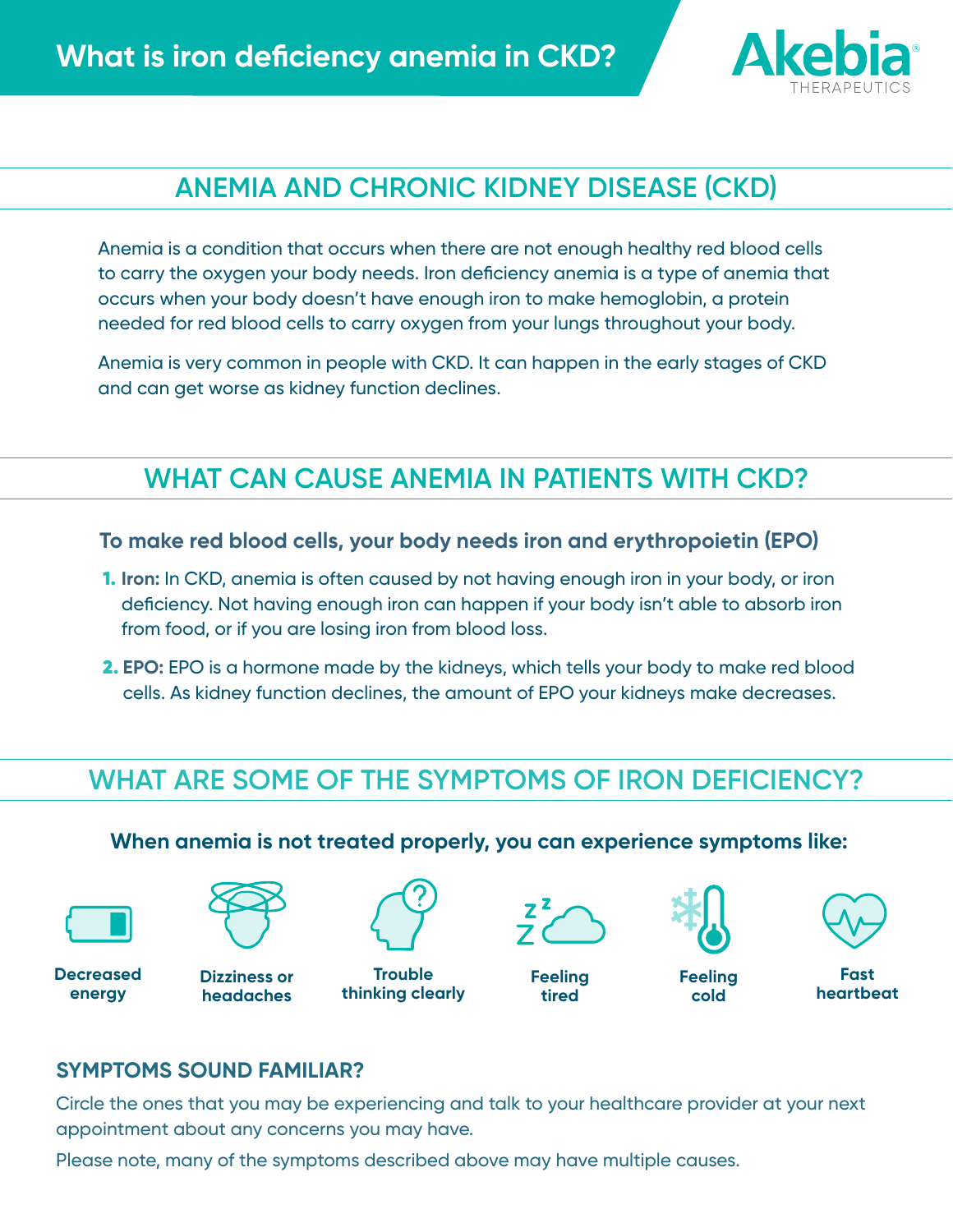// What is iron deficiency anemia in CKD?

Akebia
THERAPEUTICS

## ANEMIA AND CHRONIC KIDNEY DISEASE (CKD)

Anemia is a condition that occurs when there are not enough healthy red blood cells to carry the oxygen your body needs. Iron deficiency anemia is a type of anemia that occurs when your body doesn't have enough iron to make hemoglobin, a protein needed for red blood cells to carry oxygen from your lungs throughout your body.

Anemia is very common in people with CKD. It can happen in the early stages of CKD and can get worse as kidney function declines.

## WHAT CAN CAUSE ANEMIA IN PATIENTS WITH CKD?

**To make red blood cells, your body needs iron and erythropoietin (EPO)**

1. **Iron:** In CKD, anemia is often caused by not having enough iron in your body, or iron deficiency. Not having enough iron can happen if your body isn't able to absorb iron from food, or if you are losing iron from blood loss.
2. **EPO:** EPO is a hormone made by the kidneys, which tells your body to make red blood cells. As kidney function declines, the amount of EPO your kidneys make decreases.

## WHAT ARE SOME OF THE SYMPTOMS OF IRON DEFICIENCY?

**When anemia is not treated properly, you can experience symptoms like:**

- **Decreased energy**
- **Dizziness or headaches**
- **Trouble thinking clearly**
- **Feeling tired**
- **Feeling cold**
- **Fast heartbeat**

### SYMPTOMS SOUND FAMILIAR?

Circle the ones that you may be experiencing and talk to your healthcare provider at your next appointment about any concerns you may have.

Please note, many of the symptoms described above may have multiple causes.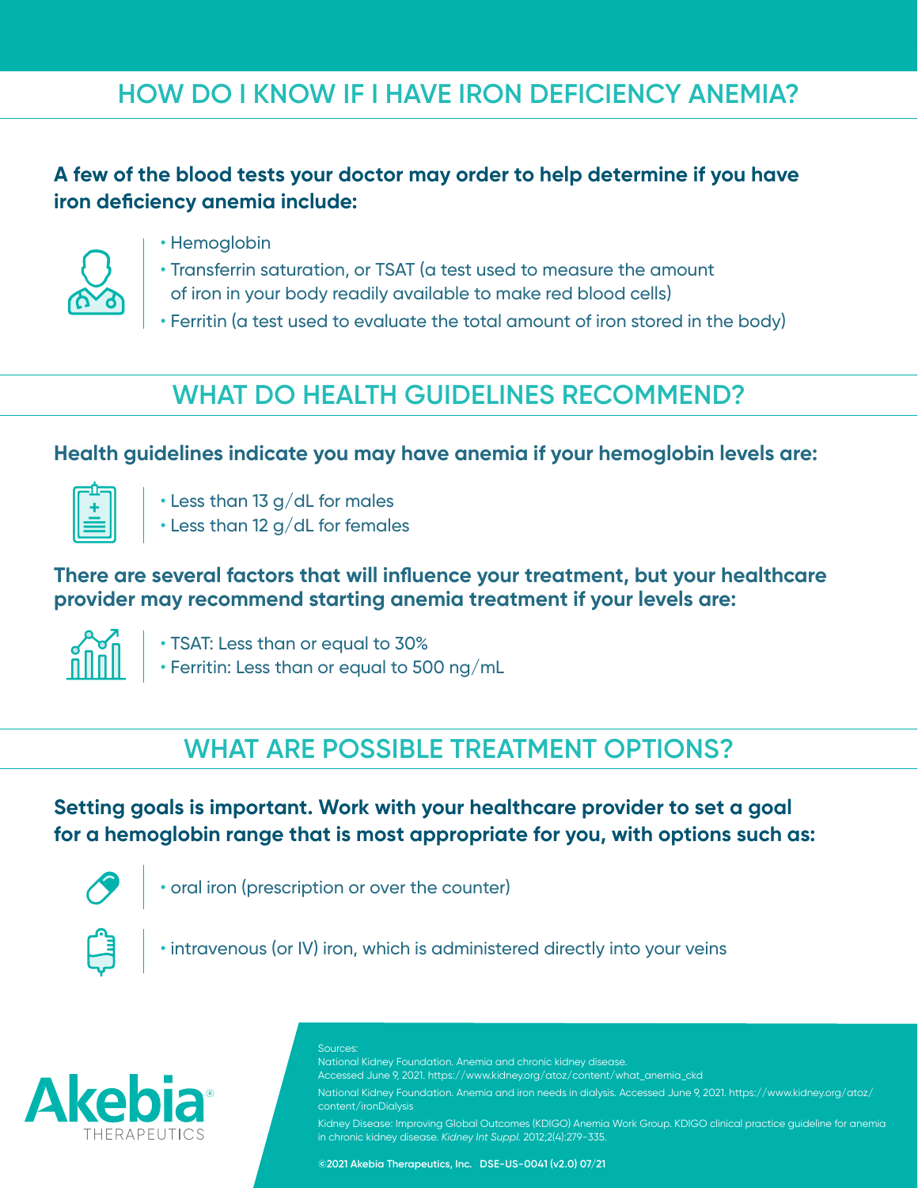## HOW DO I KNOW IF I HAVE IRON DEFICIENCY ANEMIA?

**A few of the blood tests your doctor may order to help determine if you have iron deficiency anemia include:**

- Hemoglobin
- Transferrin saturation, or TSAT (a test used to measure the amount of iron in your body readily available to make red blood cells)
- Ferritin (a test used to evaluate the total amount of iron stored in the body)

## WHAT DO HEALTH GUIDELINES RECOMMEND?

**Health guidelines indicate you may have anemia if your hemoglobin levels are:**

- Less than 13 g/dL for males
- Less than 12 g/dL for females

**There are several factors that will influence your treatment, but your healthcare provider may recommend starting anemia treatment if your levels are:**

- TSAT: Less than or equal to 30%
- Ferritin: Less than or equal to 500 ng/mL

## WHAT ARE POSSIBLE TREATMENT OPTIONS?

**Setting goals is important. Work with your healthcare provider to set a goal for a hemoglobin range that is most appropriate for you, with options such as:**

- oral iron (prescription or over the counter)
- intravenous (or IV) iron, which is administered directly into your veins

Akebia® THERAPEUTICS

Sources:

National Kidney Foundation. Anemia and chronic kidney disease. Accessed June 9, 2021. https://www.kidney.org/atoz/content/what_anemia_ckd

National Kidney Foundation. Anemia and iron needs in dialysis. Accessed June 9, 2021. https://www.kidney.org/atoz/content/ironDialysis

Kidney Disease: Improving Global Outcomes (KDIGO) Anemia Work Group. KDIGO clinical practice guideline for anemia in chronic kidney disease. *Kidney Int Suppl.* 2012;2(4):279-335.

**©2021 Akebia Therapeutics, Inc. DSE-US-0041 (v2.0) 07/21**